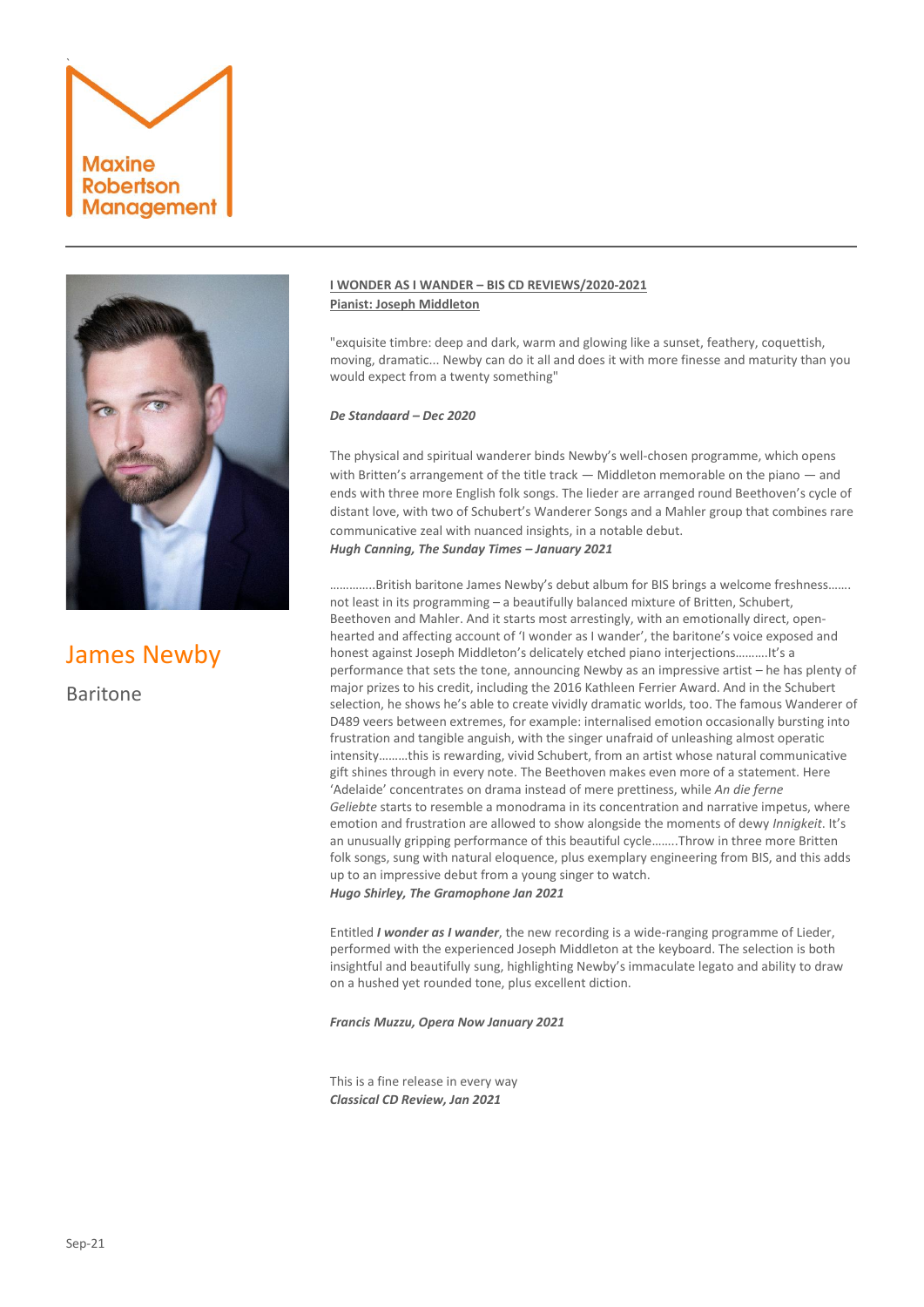Maxine Robertson Management

# James Newby

Baritone

**I WONDER AS I WANDER – BIS CD REVIEWS/2020-2021**
**Pianist: Joseph Middleton**

"exquisite timbre: deep and dark, warm and glowing like a sunset, feathery, coquettish, moving, dramatic... Newby can do it all and does it with more finesse and maturity than you would expect from a twenty something"

***De Standaard – Dec 2020***

The physical and spiritual wanderer binds Newby's well-chosen programme, which opens with Britten's arrangement of the title track — Middleton memorable on the piano — and ends with three more English folk songs. The lieder are arranged round Beethoven's cycle of distant love, with two of Schubert's Wanderer Songs and a Mahler group that combines rare communicative zeal with nuanced insights, in a notable debut.
***Hugh Canning, The Sunday Times – January 2021***

…………..British baritone James Newby's debut album for BIS brings a welcome freshness……. not least in its programming – a beautifully balanced mixture of Britten, Schubert, Beethoven and Mahler. And it starts most arrestingly, with an emotionally direct, open-hearted and affecting account of 'I wonder as I wander', the baritone's voice exposed and honest against Joseph Middleton's delicately etched piano interjections……….It's a performance that sets the tone, announcing Newby as an impressive artist – he has plenty of major prizes to his credit, including the 2016 Kathleen Ferrier Award. And in the Schubert selection, he shows he's able to create vividly dramatic worlds, too. The famous Wanderer of D489 veers between extremes, for example: internalised emotion occasionally bursting into frustration and tangible anguish, with the singer unafraid of unleashing almost operatic intensity………this is rewarding, vivid Schubert, from an artist whose natural communicative gift shines through in every note. The Beethoven makes even more of a statement. Here 'Adelaide' concentrates on drama instead of mere prettiness, while *An die ferne Geliebte* starts to resemble a monodrama in its concentration and narrative impetus, where emotion and frustration are allowed to show alongside the moments of dewy *Innigkeit*. It's an unusually gripping performance of this beautiful cycle……..Throw in three more Britten folk songs, sung with natural eloquence, plus exemplary engineering from BIS, and this adds up to an impressive debut from a young singer to watch.
***Hugo Shirley, The Gramophone Jan 2021***

Entitled ***I wonder as I wander***, the new recording is a wide-ranging programme of Lieder, performed with the experienced Joseph Middleton at the keyboard. The selection is both insightful and beautifully sung, highlighting Newby's immaculate legato and ability to draw on a hushed yet rounded tone, plus excellent diction.

***Francis Muzzu, Opera Now January 2021***

This is a fine release in every way
***Classical CD Review, Jan 2021***

Sep-21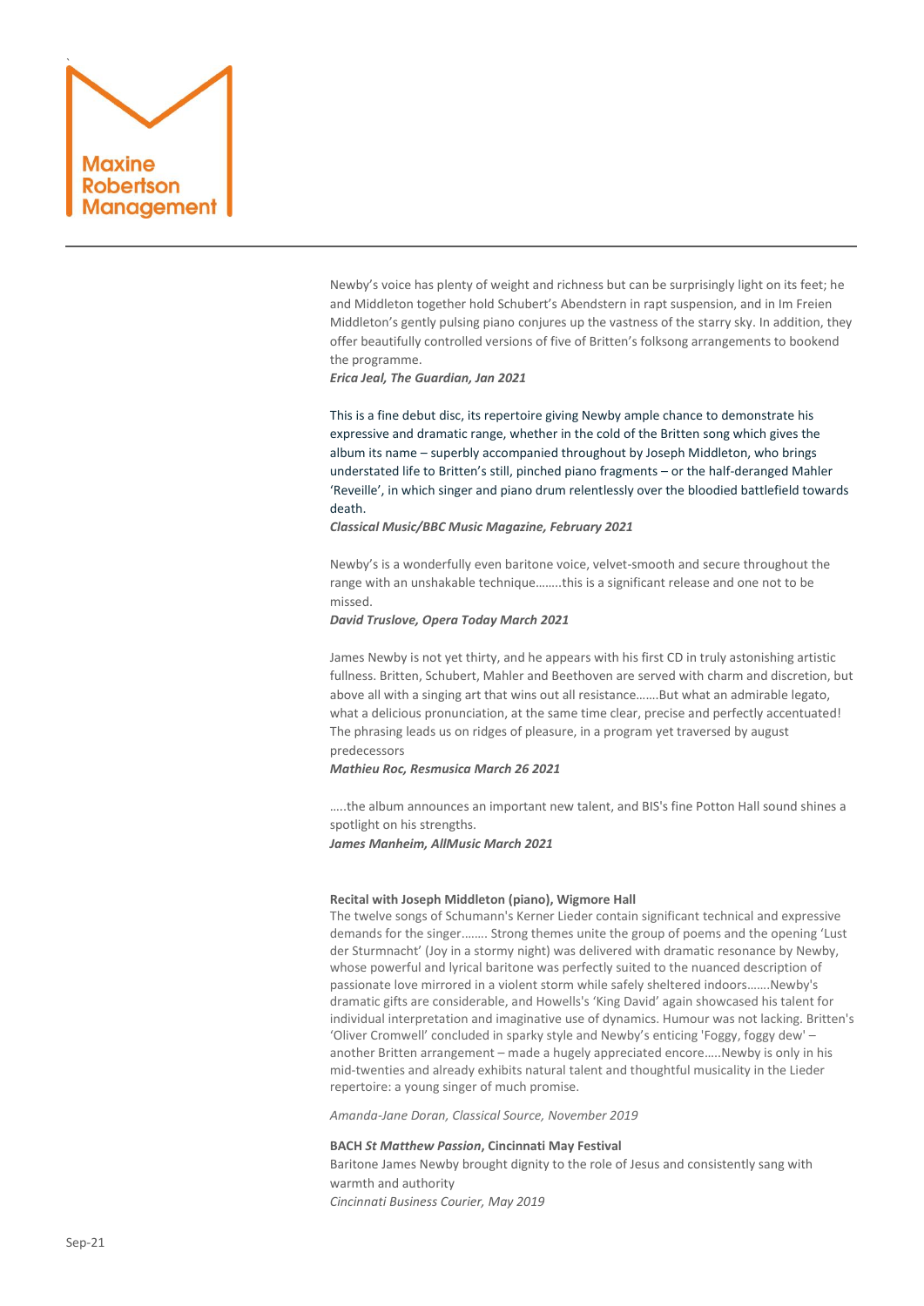Newby's voice has plenty of weight and richness but can be surprisingly light on its feet; he and Middleton together hold Schubert's Abendstern in rapt suspension, and in Im Freien Middleton's gently pulsing piano conjures up the vastness of the starry sky. In addition, they offer beautifully controlled versions of five of Britten's folksong arrangements to bookend the programme.

***Erica Jeal, The Guardian, Jan 2021***

This is a fine debut disc, its repertoire giving Newby ample chance to demonstrate his expressive and dramatic range, whether in the cold of the Britten song which gives the album its name – superbly accompanied throughout by Joseph Middleton, who brings understated life to Britten's still, pinched piano fragments – or the half-deranged Mahler 'Reveille', in which singer and piano drum relentlessly over the bloodied battlefield towards death.

***Classical Music/BBC Music Magazine, February 2021***

Newby's is a wonderfully even baritone voice, velvet-smooth and secure throughout the range with an unshakable technique……..this is a significant release and one not to be missed.

***David Truslove, Opera Today March 2021***

James Newby is not yet thirty, and he appears with his first CD in truly astonishing artistic fullness. Britten, Schubert, Mahler and Beethoven are served with charm and discretion, but above all with a singing art that wins out all resistance…….But what an admirable legato, what a delicious pronunciation, at the same time clear, precise and perfectly accentuated! The phrasing leads us on ridges of pleasure, in a program yet traversed by august predecessors

***Mathieu Roc, Resmusica March 26 2021***

…..the album announces an important new talent, and BIS's fine Potton Hall sound shines a spotlight on his strengths.

***James Manheim, AllMusic March 2021***

**Recital with Joseph Middleton (piano), Wigmore Hall**

The twelve songs of Schumann's Kerner Lieder contain significant technical and expressive demands for the singer…….. Strong themes unite the group of poems and the opening 'Lust der Sturmnacht' (Joy in a stormy night) was delivered with dramatic resonance by Newby, whose powerful and lyrical baritone was perfectly suited to the nuanced description of passionate love mirrored in a violent storm while safely sheltered indoors…….Newby's dramatic gifts are considerable, and Howells's 'King David' again showcased his talent for individual interpretation and imaginative use of dynamics. Humour was not lacking. Britten's 'Oliver Cromwell' concluded in sparky style and Newby's enticing 'Foggy, foggy dew' – another Britten arrangement – made a hugely appreciated encore…..Newby is only in his mid-twenties and already exhibits natural talent and thoughtful musicality in the Lieder repertoire: a young singer of much promise.

*Amanda-Jane Doran, Classical Source, November 2019*

**BACH *St Matthew Passion*, Cincinnati May Festival**

Baritone James Newby brought dignity to the role of Jesus and consistently sang with warmth and authority

*Cincinnati Business Courier, May 2019*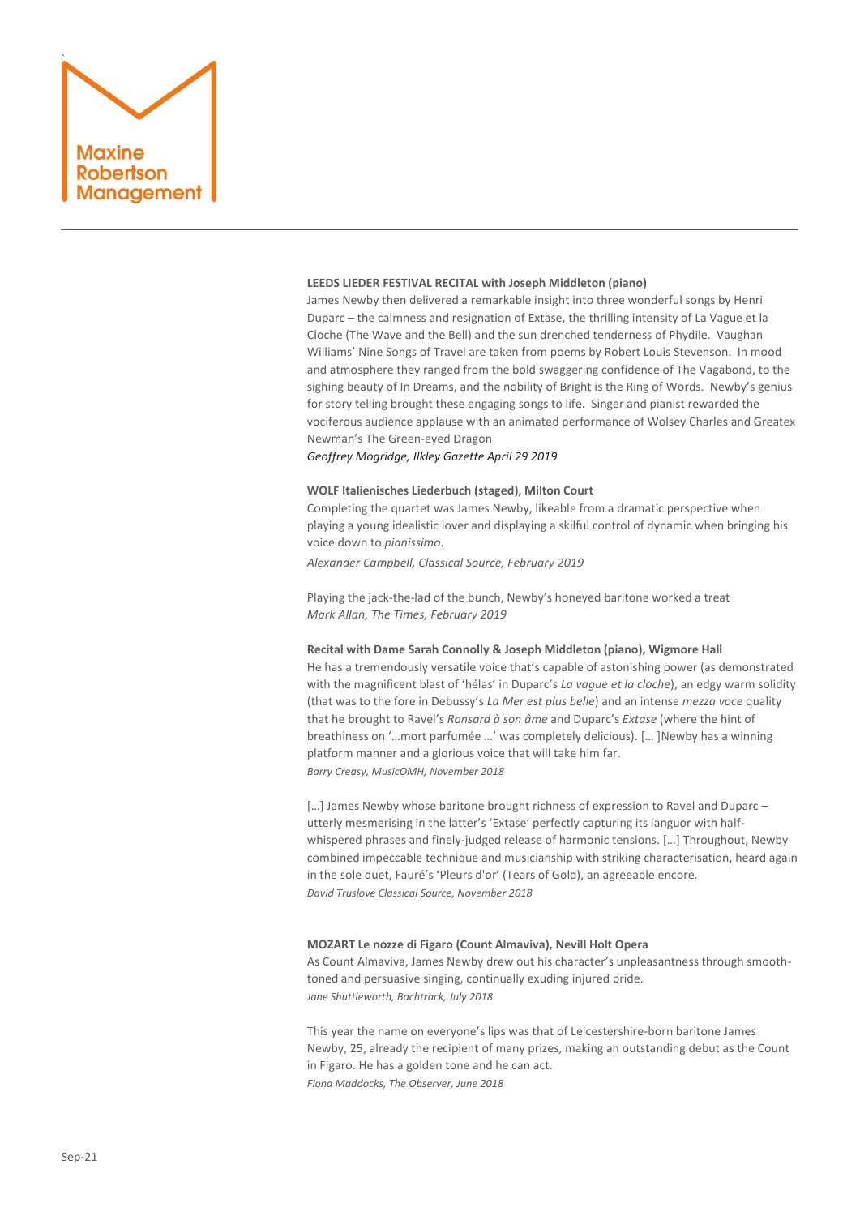**LEEDS LIEDER FESTIVAL RECITAL with Joseph Middleton (piano)**

James Newby then delivered a remarkable insight into three wonderful songs by Henri Duparc – the calmness and resignation of Extase, the thrilling intensity of La Vague et la Cloche (The Wave and the Bell) and the sun drenched tenderness of Phydile. Vaughan Williams' Nine Songs of Travel are taken from poems by Robert Louis Stevenson. In mood and atmosphere they ranged from the bold swaggering confidence of The Vagabond, to the sighing beauty of In Dreams, and the nobility of Bright is the Ring of Words. Newby's genius for story telling brought these engaging songs to life. Singer and pianist rewarded the vociferous audience applause with an animated performance of Wolsey Charles and Greatex Newman's The Green-eyed Dragon

*Geoffrey Mogridge, Ilkley Gazette April 29 2019*

**WOLF Italienisches Liederbuch (staged), Milton Court**

Completing the quartet was James Newby, likeable from a dramatic perspective when playing a young idealistic lover and displaying a skilful control of dynamic when bringing his voice down to *pianissimo*.

*Alexander Campbell, Classical Source, February 2019*

Playing the jack-the-lad of the bunch, Newby's honeyed baritone worked a treat

*Mark Allan, The Times, February 2019*

**Recital with Dame Sarah Connolly & Joseph Middleton (piano), Wigmore Hall**

He has a tremendously versatile voice that's capable of astonishing power (as demonstrated with the magnificent blast of 'hélas' in Duparc's *La vague et la cloche*), an edgy warm solidity (that was to the fore in Debussy's *La Mer est plus belle*) and an intense *mezza voce* quality that he brought to Ravel's *Ronsard à son âme* and Duparc's *Extase* (where the hint of breathiness on '…mort parfumée …' was completely delicious). [… ]Newby has a winning platform manner and a glorious voice that will take him far.

*Barry Creasy, MusicOMH, November 2018*

[…] James Newby whose baritone brought richness of expression to Ravel and Duparc – utterly mesmerising in the latter's 'Extase' perfectly capturing its languor with half-whispered phrases and finely-judged release of harmonic tensions. […] Throughout, Newby combined impeccable technique and musicianship with striking characterisation, heard again in the sole duet, Fauré's 'Pleurs d'or' (Tears of Gold), an agreeable encore.

*David Truslove Classical Source, November 2018*

**MOZART Le nozze di Figaro (Count Almaviva), Nevill Holt Opera**

As Count Almaviva, James Newby drew out his character's unpleasantness through smooth-toned and persuasive singing, continually exuding injured pride.

*Jane Shuttleworth, Bachtrack, July 2018*

This year the name on everyone's lips was that of Leicestershire-born baritone James Newby, 25, already the recipient of many prizes, making an outstanding debut as the Count in Figaro. He has a golden tone and he can act.

*Fiona Maddocks, The Observer, June 2018*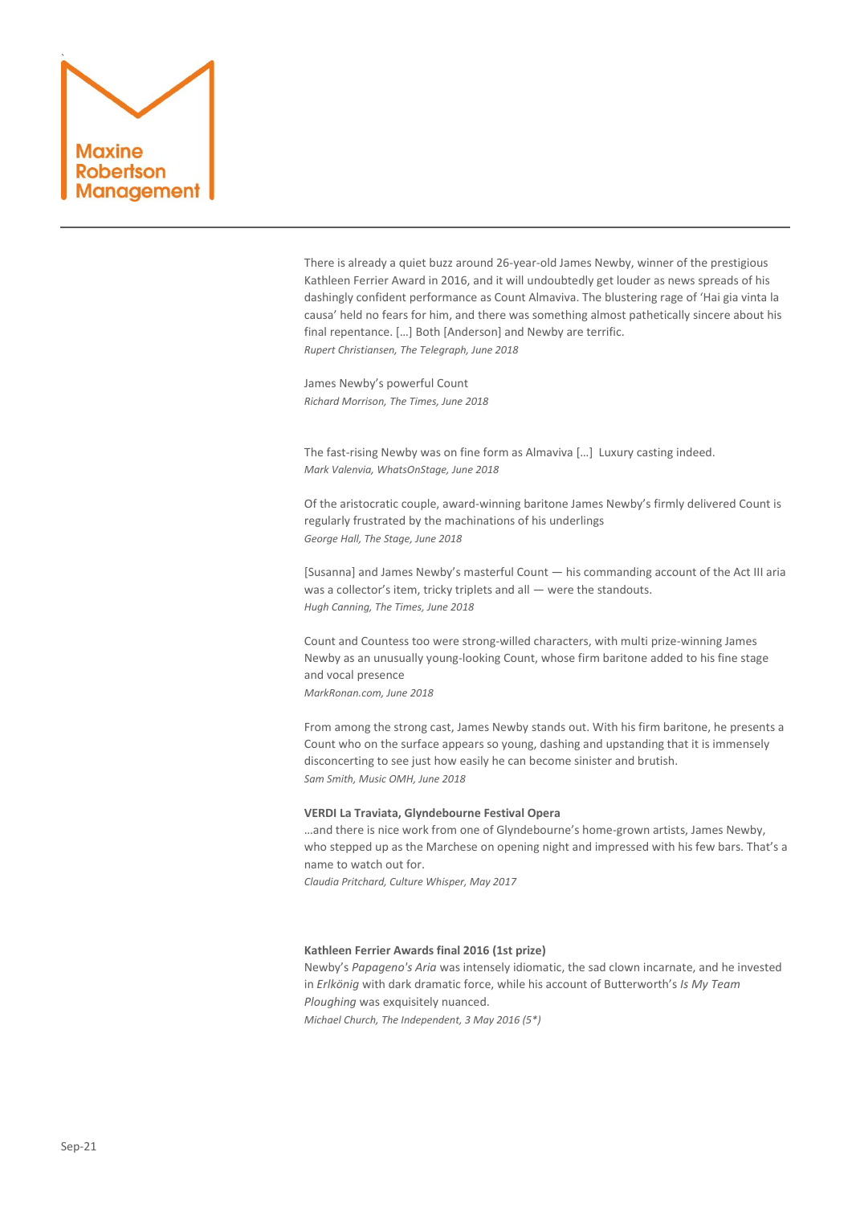There is already a quiet buzz around 26-year-old James Newby, winner of the prestigious Kathleen Ferrier Award in 2016, and it will undoubtedly get louder as news spreads of his dashingly confident performance as Count Almaviva. The blustering rage of 'Hai gia vinta la causa' held no fears for him, and there was something almost pathetically sincere about his final repentance. […] Both [Anderson] and Newby are terrific.
*Rupert Christiansen, The Telegraph, June 2018*

James Newby's powerful Count
*Richard Morrison, The Times, June 2018*

The fast-rising Newby was on fine form as Almaviva […] Luxury casting indeed.
*Mark Valenvia, WhatsOnStage, June 2018*

Of the aristocratic couple, award-winning baritone James Newby's firmly delivered Count is regularly frustrated by the machinations of his underlings
*George Hall, The Stage, June 2018*

[Susanna] and James Newby's masterful Count — his commanding account of the Act III aria was a collector's item, tricky triplets and all — were the standouts.
*Hugh Canning, The Times, June 2018*

Count and Countess too were strong-willed characters, with multi prize-winning James Newby as an unusually young-looking Count, whose firm baritone added to his fine stage and vocal presence
*MarkRonan.com, June 2018*

From among the strong cast, James Newby stands out. With his firm baritone, he presents a Count who on the surface appears so young, dashing and upstanding that it is immensely disconcerting to see just how easily he can become sinister and brutish.
*Sam Smith, Music OMH, June 2018*

**VERDI La Traviata, Glyndebourne Festival Opera**
…and there is nice work from one of Glyndebourne's home-grown artists, James Newby, who stepped up as the Marchese on opening night and impressed with his few bars. That's a name to watch out for.
*Claudia Pritchard, Culture Whisper, May 2017*

**Kathleen Ferrier Awards final 2016 (1st prize)**
Newby's *Papageno's Aria* was intensely idiomatic, the sad clown incarnate, and he invested in *Erlkönig* with dark dramatic force, while his account of Butterworth's *Is My Team Ploughing* was exquisitely nuanced.
*Michael Church, The Independent, 3 May 2016 (5\*)*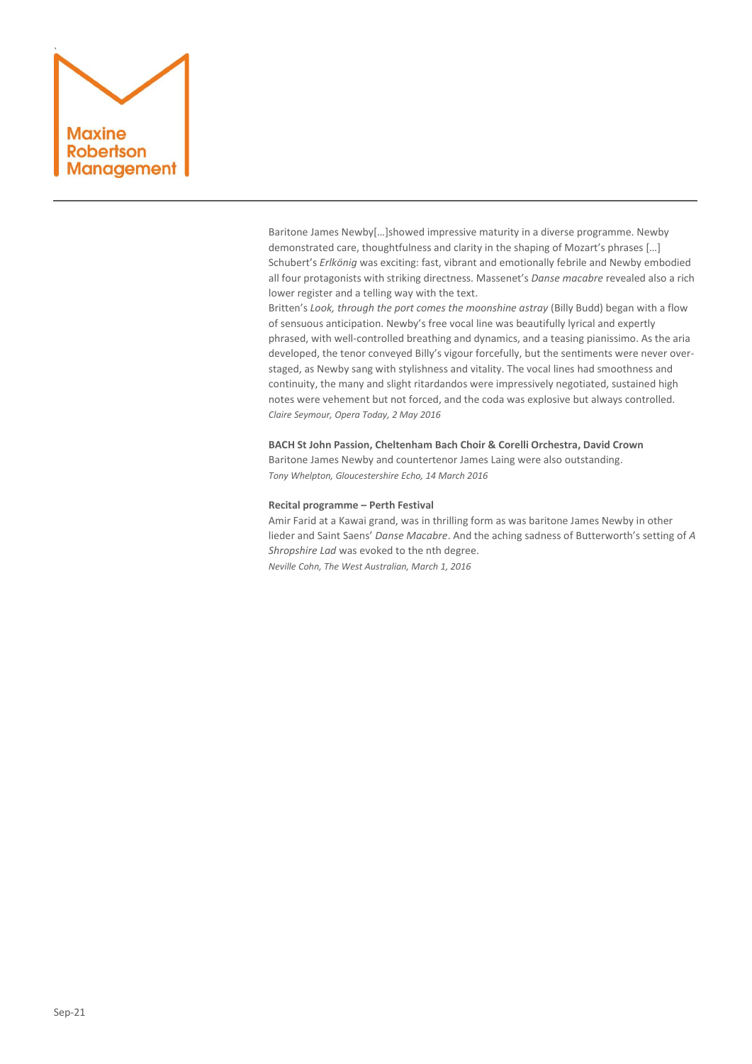Baritone James Newby[…]showed impressive maturity in a diverse programme. Newby demonstrated care, thoughtfulness and clarity in the shaping of Mozart's phrases […] Schubert's *Erlkönig* was exciting: fast, vibrant and emotionally febrile and Newby embodied all four protagonists with striking directness. Massenet's *Danse macabre* revealed also a rich lower register and a telling way with the text.
Britten's *Look, through the port comes the moonshine astray* (Billy Budd) began with a flow of sensuous anticipation. Newby's free vocal line was beautifully lyrical and expertly phrased, with well-controlled breathing and dynamics, and a teasing pianissimo. As the aria developed, the tenor conveyed Billy's vigour forcefully, but the sentiments were never over-staged, as Newby sang with stylishness and vitality. The vocal lines had smoothness and continuity, the many and slight ritardandos were impressively negotiated, sustained high notes were vehement but not forced, and the coda was explosive but always controlled.
*Claire Seymour, Opera Today, 2 May 2016*

**BACH St John Passion, Cheltenham Bach Choir & Corelli Orchestra, David Crown**
Baritone James Newby and countertenor James Laing were also outstanding.
*Tony Whelpton, Gloucestershire Echo, 14 March 2016*

**Recital programme – Perth Festival**
Amir Farid at a Kawai grand, was in thrilling form as was baritone James Newby in other lieder and Saint Saens' *Danse Macabre*. And the aching sadness of Butterworth's setting of *A Shropshire Lad* was evoked to the nth degree.
*Neville Cohn, The West Australian, March 1, 2016*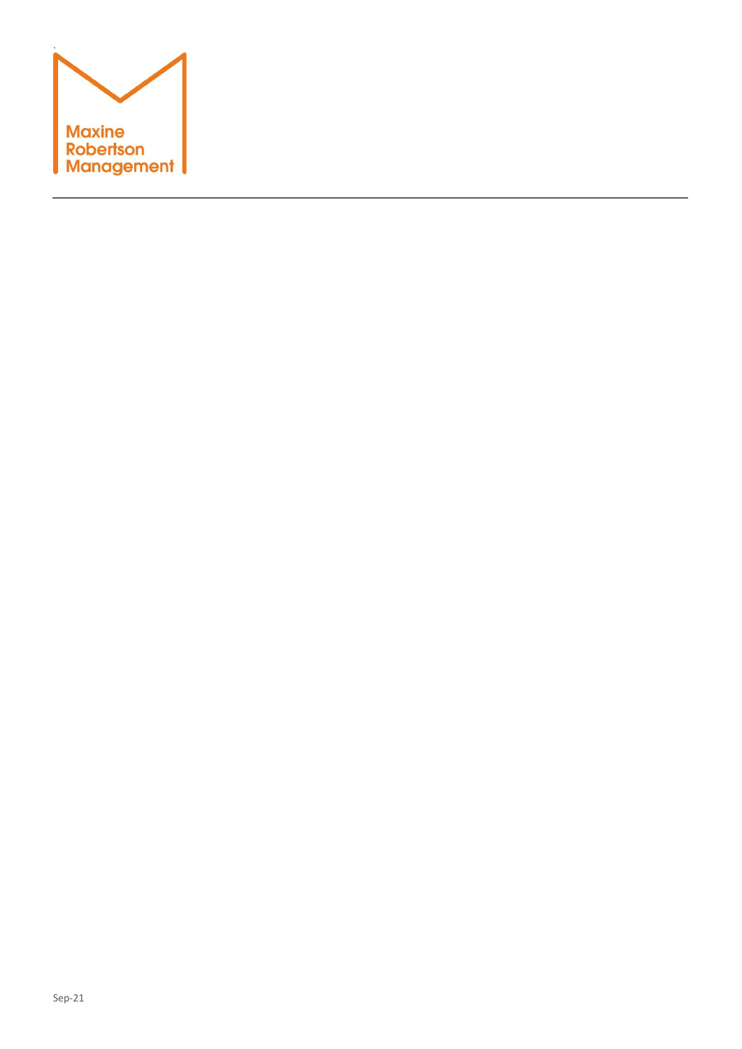Maxine Robertson Management

Sep-21